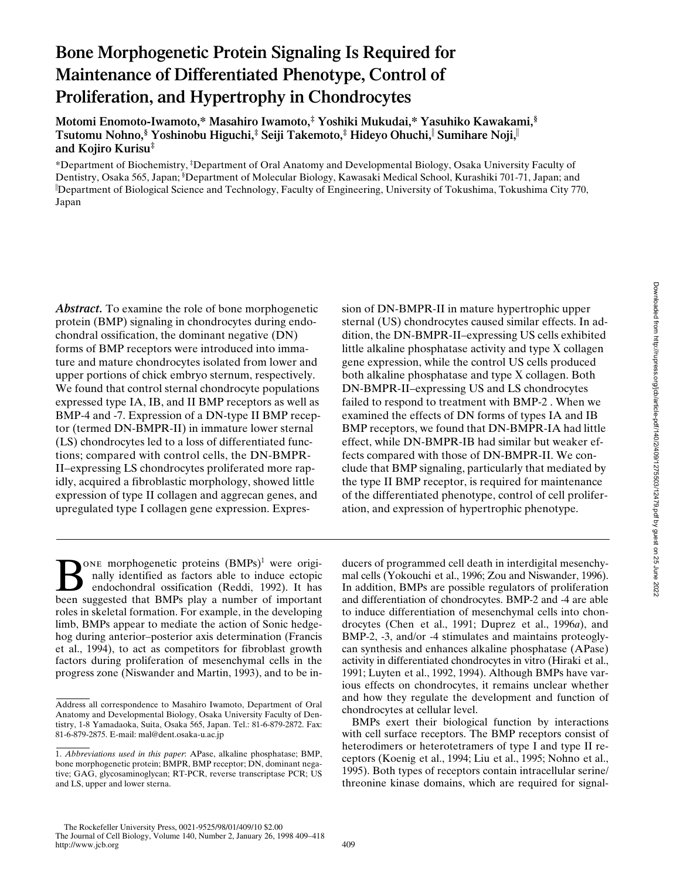# Bone Morphogenetic Protein Signaling Is Required for Maintenance of Differentiated Phenotype, Control of Proliferation, and Hypertrophy in Chondrocytes

**Motomi Enomoto-Iwamoto,* Masahiro Iwamoto,‡ Yoshiki Mukudai,* Yasuhiko Kawakami,§ Tsutomu Nohno,§ Yoshinobu Higuchi,‡ Seiji Takemoto,‡ Hideyo Ohuchi,‖ Sumihare Noji,‖ and Kojiro Kurisu‡**

*Department of Biochemistry, ‡Department of Oral Anatomy and Developmental Biology, Osaka University Faculty of Dentistry, Osaka 565, Japan; §Department of Molecular Biology, Kawasaki Medical School, Kurashiki 701-71, Japan; and ‖Department of Biological Science and Technology, Faculty of Engineering, University of Tokushima, Tokushima City 770, Japan

***Abstract.*** To examine the role of bone morphogenetic protein (BMP) signaling in chondrocytes during endochondral ossification, the dominant negative (DN) forms of BMP receptors were introduced into immature and mature chondrocytes isolated from lower and upper portions of chick embryo sternum, respectively. We found that control sternal chondrocyte populations expressed type IA, IB, and II BMP receptors as well as BMP-4 and -7. Expression of a DN-type II BMP receptor (termed DN-BMPR-II) in immature lower sternal (LS) chondrocytes led to a loss of differentiated functions; compared with control cells, the DN-BMPR-II–expressing LS chondrocytes proliferated more rapidly, acquired a fibroblastic morphology, showed little expression of type II collagen and aggrecan genes, and upregulated type I collagen gene expression. Expression of DN-BMPR-II in mature hypertrophic upper sternal (US) chondrocytes caused similar effects. In addition, the DN-BMPR-II–expressing US cells exhibited little alkaline phosphatase activity and type X collagen gene expression, while the control US cells produced both alkaline phosphatase and type X collagen. Both DN-BMPR-II–expressing US and LS chondrocytes failed to respond to treatment with BMP-2 . When we examined the effects of DN forms of types IA and IB BMP receptors, we found that DN-BMPR-IA had little effect, while DN-BMPR-IB had similar but weaker effects compared with those of DN-BMPR-II. We conclude that BMP signaling, particularly that mediated by the type II BMP receptor, is required for maintenance of the differentiated phenotype, control of cell proliferation, and expression of hypertrophic phenotype.

Bone morphogenetic proteins (BMPs)[1] were originally identified as factors able to induce ectopic endochondral ossification (Reddi, 1992). It has been suggested that BMPs play a number of important roles in skeletal formation. For example, in the developing limb, BMPs appear to mediate the action of Sonic hedgehog during anterior–posterior axis determination (Francis et al., 1994), to act as competitors for fibroblast growth factors during proliferation of mesenchymal cells in the progress zone (Niswander and Martin, 1993), and to be inducers of programmed cell death in interdigital mesenchymal cells (Yokouchi et al., 1996; Zou and Niswander, 1996). In addition, BMPs are possible regulators of proliferation and differentiation of chondrocytes. BMP-2 and -4 are able to induce differentiation of mesenchymal cells into chondrocytes (Chen et al., 1991; Duprez et al., 1996*a*), and BMP-2, -3, and/or -4 stimulates and maintains proteoglycan synthesis and enhances alkaline phosphatase (APase) activity in differentiated chondrocytes in vitro (Hiraki et al., 1991; Luyten et al., 1992, 1994). Although BMPs have various effects on chondrocytes, it remains unclear whether and how they regulate the development and function of chondrocytes at cellular level.

BMPs exert their biological function by interactions with cell surface receptors. The BMP receptors consist of heterodimers or heterotetramers of type I and type II receptors (Koenig et al., 1994; Liu et al., 1995; Nohno et al., 1995). Both types of receptors contain intracellular serine/threonine kinase domains, which are required for signal-

Address all correspondence to Masahiro Iwamoto, Department of Oral Anatomy and Developmental Biology, Osaka University Faculty of Dentistry, 1-8 Yamadaoka, Suita, Osaka 565, Japan. Tel.: 81-6-879-2872. Fax: 81-6-879-2875. E-mail: mal@dent.osaka-u.ac.jp

1. *Abbreviations used in this paper*: APase, alkaline phosphatase; BMP, bone morphogenetic protein; BMPR, BMP receptor; DN, dominant negative; GAG, glycosaminoglycan; RT-PCR, reverse transcriptase PCR; US and LS, upper and lower sterna.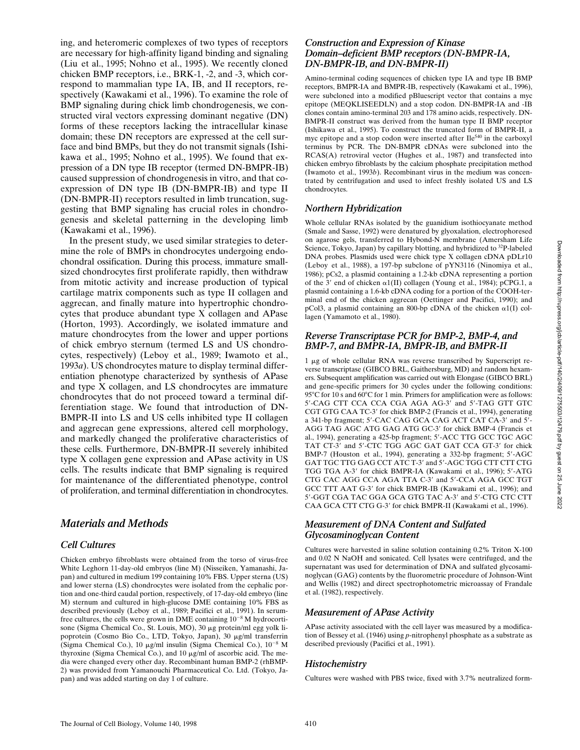ing, and heteromeric complexes of two types of receptors are necessary for high-affinity ligand binding and signaling (Liu et al., 1995; Nohno et al., 1995). We recently cloned chicken BMP receptors, i.e., BRK-1, -2, and -3, which correspond to mammalian type IA, IB, and II receptors, respectively (Kawakami et al., 1996). To examine the role of BMP signaling during chick limb chondrogenesis, we constructed viral vectors expressing dominant negative (DN) forms of these receptors lacking the intracellular kinase domain; these DN receptors are expressed at the cell surface and bind BMPs, but they do not transmit signals (Ishikawa et al., 1995; Nohno et al., 1995). We found that expression of a DN type IB receptor (termed DN-BMPR-IB) caused suppression of chondrogenesis in vitro, and that coexpression of DN type IB (DN-BMPR-IB) and type II (DN-BMPR-II) receptors resulted in limb truncation, suggesting that BMP signaling has crucial roles in chondrogenesis and skeletal patterning in the developing limb (Kawakami et al., 1996).

In the present study, we used similar strategies to determine the role of BMPs in chondrocytes undergoing endochondral ossification. During this process, immature small-sized chondrocytes first proliferate rapidly, then withdraw from mitotic activity and increase production of typical cartilage matrix components such as type II collagen and aggrecan, and finally mature into hypertrophic chondrocytes that produce abundant type X collagen and APase (Horton, 1993). Accordingly, we isolated immature and mature chondrocytes from the lower and upper portions of chick embryo sternum (termed LS and US chondrocytes, respectively) (Leboy et al., 1989; Iwamoto et al., 1993*a*). US chondrocytes mature to display terminal differentiation phenotype characterized by synthesis of APase and type X collagen, and LS chondrocytes are immature chondrocytes that do not proceed toward a terminal differentiation stage. We found that introduction of DN-BMPR-II into LS and US cells inhibited type II collagen and aggrecan gene expressions, altered cell morphology, and markedly changed the proliferative characteristics of these cells. Furthermore, DN-BMPR-II severely inhibited type X collagen gene expression and APase activity in US cells. The results indicate that BMP signaling is required for maintenance of the differentiated phenotype, control of proliferation, and terminal differentiation in chondrocytes.

## *Materials and Methods*

### *Cell Cultures*

Chicken embryo fibroblasts were obtained from the torso of virus-free White Leghorn 11-day-old embryos (line M) (Nisseiken, Yamanashi, Japan) and cultured in medium 199 containing 10% FBS. Upper sterna (US) and lower sterna (LS) chondrocytes were isolated from the cephalic portion and one-third caudal portion, respectively, of 17-day-old embryo (line M) sternum and cultured in high-glucose DME containing 10% FBS as described previously (Leboy et al., 1989; Pacifici et al., 1991). In serum-free cultures, the cells were grown in DME containing $10^{-8}$ M hydrocortisone (Sigma Chemical Co., St. Louis, MO), 30 μg protein/ml egg yolk lipoprotein (Cosmo Bio Co., LTD, Tokyo, Japan), 30 μg/ml transferrin (Sigma Chemical Co.), 10 μg/ml insulin (Sigma Chemical Co.), $10^{-8}$ M thyroxine (Sigma Chemical Co.), and 10 μg/ml of ascorbic acid. The media were changed every other day. Recombinant human BMP-2 (rhBMP-2) was provided from Yamanouchi Pharmaceutical Co. Ltd. (Tokyo, Japan) and was added starting on day 1 of culture.

### *Construction and Expression of Kinase Domain–deficient BMP receptors (DN-BMPR-IA, DN-BMPR-IB, and DN-BMPR-II)*

Amino-terminal coding sequences of chicken type IA and type IB BMP receptors, BMPR-IA and BMPR-IB, respectively (Kawakami et al., 1996), were subcloned into a modified pBluescript vector that contains a myc epitope (MEQKLISEEDLN) and a stop codon. DN-BMPR-IA and -IB clones contain amino-terminal 203 and 178 amino acids, respectively. DN-BMPR-II construct was derived from the human type II BMP receptor (Ishikawa et al., 1995). To construct the truncated form of BMPR-II, a myc epitope and a stop codon were inserted after Ile[540] in the carboxyl terminus by PCR. The DN-BMPR cDNAs were subcloned into the RCAS(A) retroviral vector (Hughes et al., 1987) and transfected into chicken embryo fibroblasts by the calcium phosphate precipitation method (Iwamoto et al., 1993*b*). Recombinant virus in the medium was concentrated by centrifugation and used to infect freshly isolated US and LS chondrocytes.

### *Northern Hybridization*

Whole cellular RNAs isolated by the guanidium isothiocyanate method (Smale and Sasse, 1992) were denatured by glyoxalation, electrophoresed on agarose gels, transferred to Hybond-N membrane (Amersham Life Science, Tokyo, Japan) by capillary blotting, and hybridized to $^{32}$P-labeled DNA probes. Plasmids used were chick type X collagen cDNA pDLr10 (Leboy et al., 1988), a 197-bp subclone of pYN3116 (Ninomiya et al., 1986); pCs2, a plasmid containing a 1.2-kb cDNA representing a portion of the 3′ end of chicken α1(II) collagen (Young et al., 1984); pCPG.1, a plasmid containing a 1.6-kb cDNA coding for a portion of the COOH-terminal end of the chicken aggrecan (Oettinger and Pacifici, 1990); and pCol3, a plasmid containing an 800-bp cDNA of the chicken α1(I) collagen (Yamamoto et al., 1980).

### *Reverse Transcriptase PCR for BMP-2, BMP-4, and BMP-7, and BMPR-IA, BMPR-IB, and BMPR-II*

1 μg of whole cellular RNA was reverse transcribed by Superscript reverse transcriptase (GIBCO BRL, Gaithersburg, MD) and random hexamers. Subsequent amplification was carried out with Elongase (GIBCO BRL) and gene-specific primers for 30 cycles under the following conditions: 95°C for 10 s and 60°C for 1 min. Primers for amplification were as follows: 5′-CAG CTT CCA CCA CGA AGA AG-3′ and 5′-TAG GTT GTC CGT GTG CAA TC-3′ for chick BMP-2 (Francis et al., 1994), generating a 341-bp fragment; 5′-CAC CAG GCA CAG ACT CAT CA-3′ and 5′-AGG TAG AGC ATG GAG ATG GC-3′ for chick BMP-4 (Francis et al., 1994), generating a 425-bp fragment; 5′-ACC TTG GCC TGC AGC TAT CT-3′ and 5′-CTC TGG AGC GAT GAT CCA GT-3′ for chick BMP-7 (Houston et al., 1994), generating a 332-bp fragment; 5′-AGC GAT TGC TTG GAG CCT ATC T-3′ and 5′-AGC TGG CTT CTT CTG TGG TGA A-3′ for chick BMPR-IA (Kawakami et al., 1996); 5′-ATG CTG CAC AGG CCA AGA TTA C-3′ and 5′-CCA AGA GCC TGT GCC TTT AAT G-3′ for chick BMPR-IB (Kawakami et al., 1996); and 5′-GGT CGA TAC GGA GCA GTG TAC A-3′ and 5′-CTG CTC CTT CAA GCA CTT CTG G-3′ for chick BMPR-II (Kawakami et al., 1996).

### *Measurement of DNA Content and Sulfated Glycosaminoglycan Content*

Cultures were harvested in saline solution containing 0.2% Triton X-100 and 0.02 N NaOH and sonicated. Cell lysates were centrifuged, and the supernatant was used for determination of DNA and sulfated glycosaminoglycan (GAG) contents by the fluorometric procedure of Johnson-Wint and Wellis (1982) and direct spectrophotometric microassay of Frandale et al. (1982), respectively.

### *Measurement of APase Activity*

APase activity associated with the cell layer was measured by a modification of Bessey et al. (1946) using *p*-nitrophenyl phosphate as a substrate as described previously (Pacifici et al., 1991).

### *Histochemistry*

Cultures were washed with PBS twice, fixed with 3.7% neutralized form-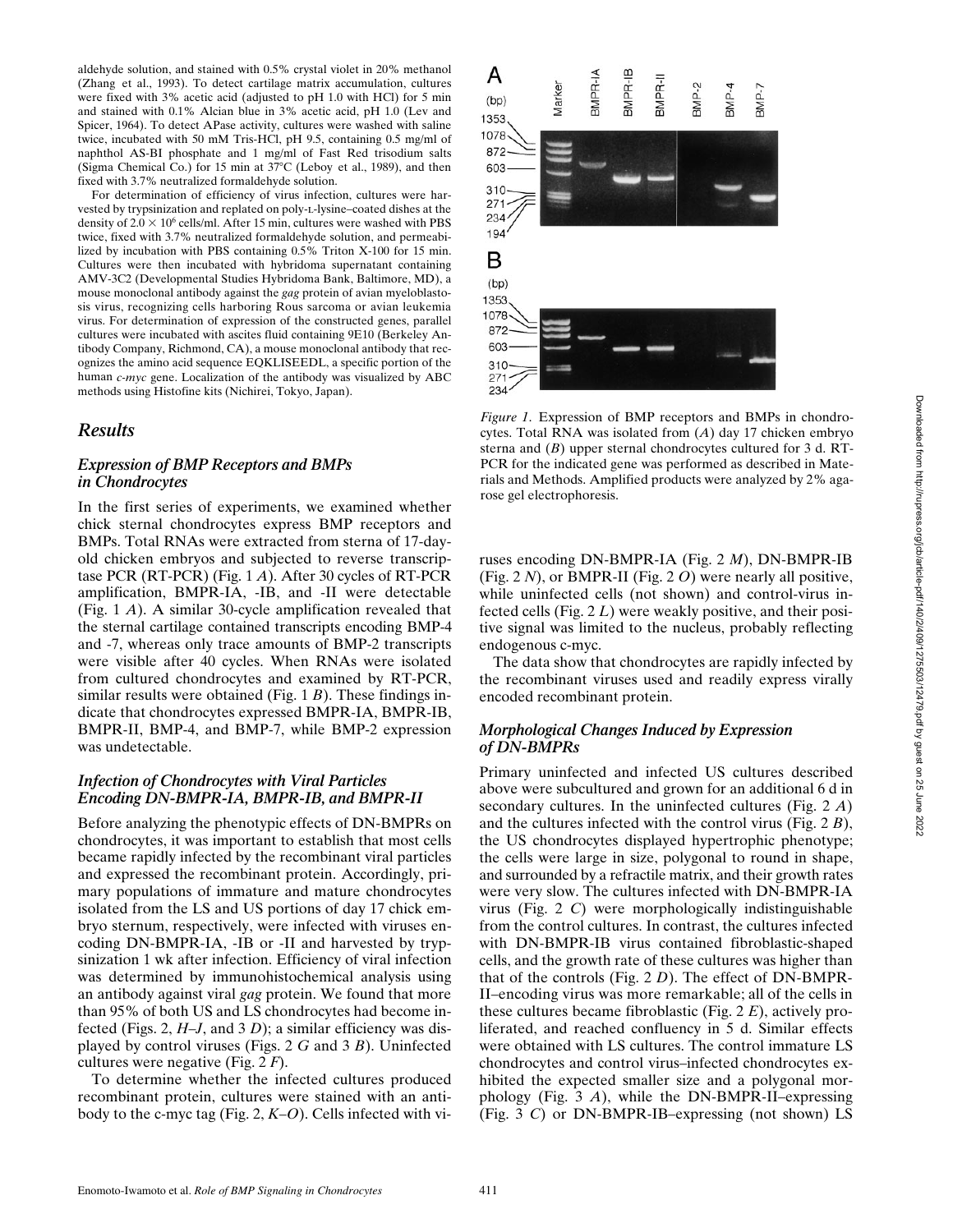aldehyde solution, and stained with 0.5% crystal violet in 20% methanol (Zhang et al., 1993). To detect cartilage matrix accumulation, cultures were fixed with 3% acetic acid (adjusted to pH 1.0 with HCl) for 5 min and stained with 0.1% Alcian blue in 3% acetic acid, pH 1.0 (Lev and Spicer, 1964). To detect APase activity, cultures were washed with saline twice, incubated with 50 mM Tris-HCl, pH 9.5, containing 0.5 mg/ml of naphthol AS-BI phosphate and 1 mg/ml of Fast Red trisodium salts (Sigma Chemical Co.) for 15 min at 37°C (Leboy et al., 1989), and then fixed with 3.7% neutralized formaldehyde solution.

For determination of efficiency of virus infection, cultures were harvested by trypsinization and replated on poly-L-lysine–coated dishes at the density of $2.0 \times 10^6$ cells/ml. After 15 min, cultures were washed with PBS twice, fixed with 3.7% neutralized formaldehyde solution, and permeabilized by incubation with PBS containing 0.5% Triton X-100 for 15 min. Cultures were then incubated with hybridoma supernatant containing AMV-3C2 (Developmental Studies Hybridoma Bank, Baltimore, MD), a mouse monoclonal antibody against the *gag* protein of avian myeloblastosis virus, recognizing cells harboring Rous sarcoma or avian leukemia virus. For determination of expression of the constructed genes, parallel cultures were incubated with ascites fluid containing 9E10 (Berkeley Antibody Company, Richmond, CA), a mouse monoclonal antibody that recognizes the amino acid sequence EQKLISEEDL, a specific portion of the human *c-myc* gene. Localization of the antibody was visualized by ABC methods using Histofine kits (Nichirei, Tokyo, Japan).

## Results

### Expression of BMP Receptors and BMPs in Chondrocytes

In the first series of experiments, we examined whether chick sternal chondrocytes express BMP receptors and BMPs. Total RNAs were extracted from sterna of 17-day-old chicken embryos and subjected to reverse transcriptase PCR (RT-PCR) (Fig. 1 *A*). After 30 cycles of RT-PCR amplification, BMPR-IA, -IB, and -II were detectable (Fig. 1 *A*). A similar 30-cycle amplification revealed that the sternal cartilage contained transcripts encoding BMP-4 and -7, whereas only trace amounts of BMP-2 transcripts were visible after 40 cycles. When RNAs were isolated from cultured chondrocytes and examined by RT-PCR, similar results were obtained (Fig. 1 *B*). These findings indicate that chondrocytes expressed BMPR-IA, BMPR-IB, BMPR-II, BMP-4, and BMP-7, while BMP-2 expression was undetectable.

### Infection of Chondrocytes with Viral Particles Encoding DN-BMPR-IA, BMPR-IB, and BMPR-II

Before analyzing the phenotypic effects of DN-BMPRs on chondrocytes, it was important to establish that most cells became rapidly infected by the recombinant viral particles and expressed the recombinant protein. Accordingly, primary populations of immature and mature chondrocytes isolated from the LS and US portions of day 17 chick embryo sternum, respectively, were infected with viruses encoding DN-BMPR-IA, -IB or -II and harvested by trypsinization 1 wk after infection. Efficiency of viral infection was determined by immunohistochemical analysis using an antibody against viral *gag* protein. We found that more than 95% of both US and LS chondrocytes had become infected (Figs. 2, *H–J*, and 3 *D*); a similar efficiency was displayed by control viruses (Figs. 2 *G* and 3 *B*). Uninfected cultures were negative (Fig. 2 *F*).

To determine whether the infected cultures produced recombinant protein, cultures were stained with an antibody to the c-myc tag (Fig. 2, *K–O*). Cells infected with viruses encoding DN-BMPR-IA (Fig. 2 *M*), DN-BMPR-IB (Fig. 2 *N*), or BMPR-II (Fig. 2 *O*) were nearly all positive, while uninfected cells (not shown) and control-virus infected cells (Fig. 2 *L*) were weakly positive, and their positive signal was limited to the nucleus, probably reflecting endogenous c-myc.

The data show that chondrocytes are rapidly infected by the recombinant viruses used and readily express virally encoded recombinant protein.

*Figure 1.* Expression of BMP receptors and BMPs in chondrocytes. Total RNA was isolated from (*A*) day 17 chicken embryo sterna and (*B*) upper sternal chondrocytes cultured for 3 d. RT-PCR for the indicated gene was performed as described in Materials and Methods. Amplified products were analyzed by 2% agarose gel electrophoresis.

### Morphological Changes Induced by Expression of DN-BMPRs

Primary uninfected and infected US cultures described above were subcultured and grown for an additional 6 d in secondary cultures. In the uninfected cultures (Fig. 2 *A*) and the cultures infected with the control virus (Fig. 2 *B*), the US chondrocytes displayed hypertrophic phenotype; the cells were large in size, polygonal to round in shape, and surrounded by a refractile matrix, and their growth rates were very slow. The cultures infected with DN-BMPR-IA virus (Fig. 2 *C*) were morphologically indistinguishable from the control cultures. In contrast, the cultures infected with DN-BMPR-IB virus contained fibroblastic-shaped cells, and the growth rate of these cultures was higher than that of the controls (Fig. 2 *D*). The effect of DN-BMPR-II–encoding virus was more remarkable; all of the cells in these cultures became fibroblastic (Fig. 2 *E*), actively proliferated, and reached confluency in 5 d. Similar effects were obtained with LS cultures. The control immature LS chondrocytes and control virus–infected chondrocytes exhibited the expected smaller size and a polygonal morphology (Fig. 3 *A*), while the DN-BMPR-II–expressing (Fig. 3 *C*) or DN-BMPR-IB–expressing (not shown) LS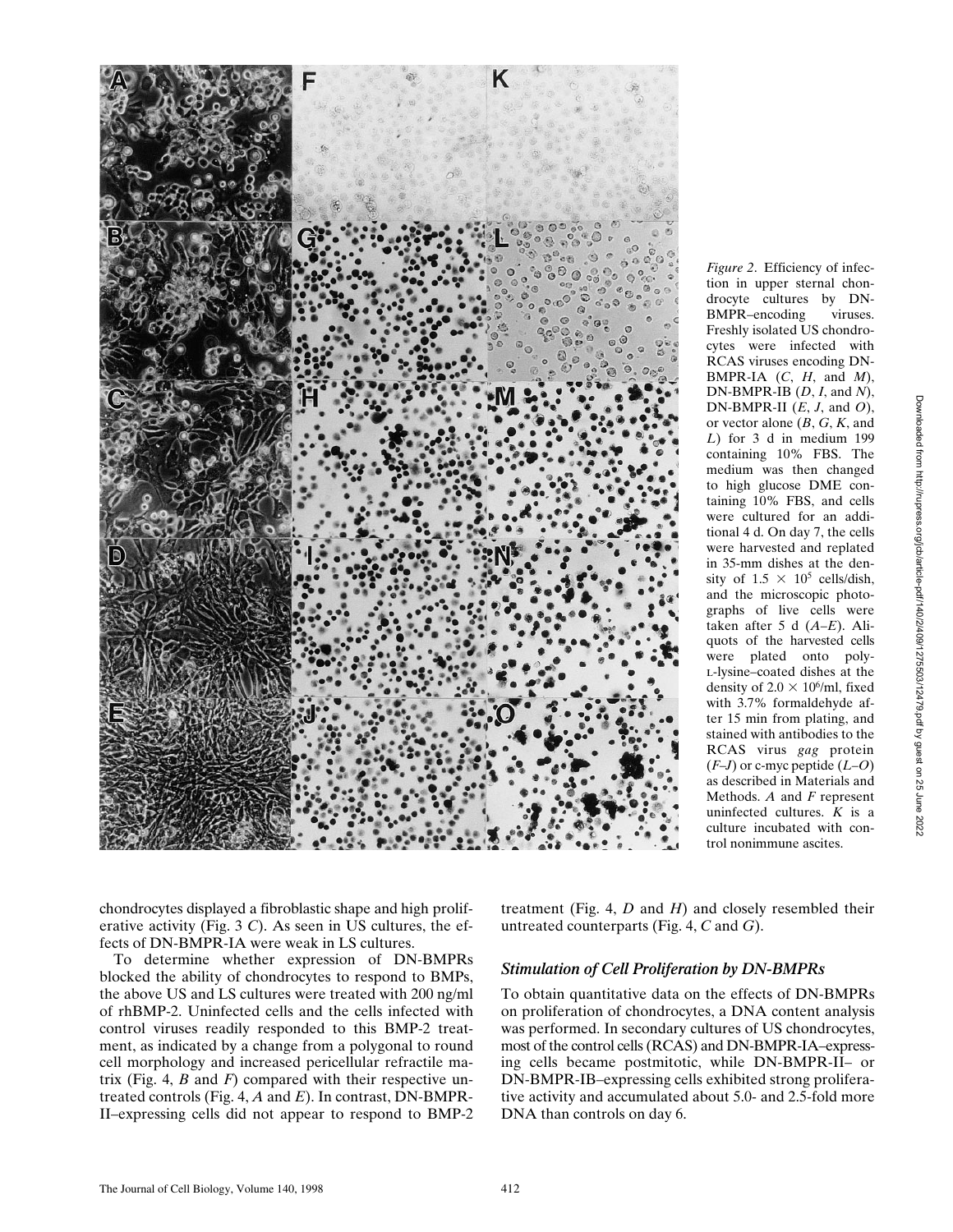*Figure 2*. Efficiency of infection in upper sternal chondrocyte cultures by DN-BMPR–encoding viruses. Freshly isolated US chondrocytes were infected with RCAS viruses encoding DN-BMPR-IA (*C*, *H*, and *M*), DN-BMPR-IB (*D*, *I*, and *N*), DN-BMPR-II (*E*, *J*, and *O*), or vector alone (*B*, *G*, *K*, and *L*) for 3 d in medium 199 containing 10% FBS. The medium was then changed to high glucose DME containing 10% FBS, and cells were cultured for an additional 4 d. On day 7, the cells were harvested and replated in 35-mm dishes at the density of $1.5 \times 10^5$ cells/dish, and the microscopic photographs of live cells were taken after 5 d (*A–E*). Aliquots of the harvested cells were plated onto poly-L-lysine–coated dishes at the density of $2.0 \times 10^6$/ml, fixed with 3.7% formaldehyde after 15 min from plating, and stained with antibodies to the RCAS virus *gag* protein (*F–J*) or c-myc peptide (*L–O*) as described in Materials and Methods. *A* and *F* represent uninfected cultures. *K* is a culture incubated with control nonimmune ascites.

chondrocytes displayed a fibroblastic shape and high proliferative activity (Fig. 3 *C*). As seen in US cultures, the effects of DN-BMPR-IA were weak in LS cultures.

To determine whether expression of DN-BMPRs blocked the ability of chondrocytes to respond to BMPs, the above US and LS cultures were treated with 200 ng/ml of rhBMP-2. Uninfected cells and the cells infected with control viruses readily responded to this BMP-2 treatment, as indicated by a change from a polygonal to round cell morphology and increased pericellular refractile matrix (Fig. 4, *B* and *F*) compared with their respective untreated controls (Fig. 4, *A* and *E*). In contrast, DN-BMPR-II–expressing cells did not appear to respond to BMP-2 treatment (Fig. 4, *D* and *H*) and closely resembled their untreated counterparts (Fig. 4, *C* and *G*).

### *Stimulation of Cell Proliferation by DN-BMPRs*

To obtain quantitative data on the effects of DN-BMPRs on proliferation of chondrocytes, a DNA content analysis was performed. In secondary cultures of US chondrocytes, most of the control cells (RCAS) and DN-BMPR-IA–expressing cells became postmitotic, while DN-BMPR-II– or DN-BMPR-IB–expressing cells exhibited strong proliferative activity and accumulated about 5.0- and 2.5-fold more DNA than controls on day 6.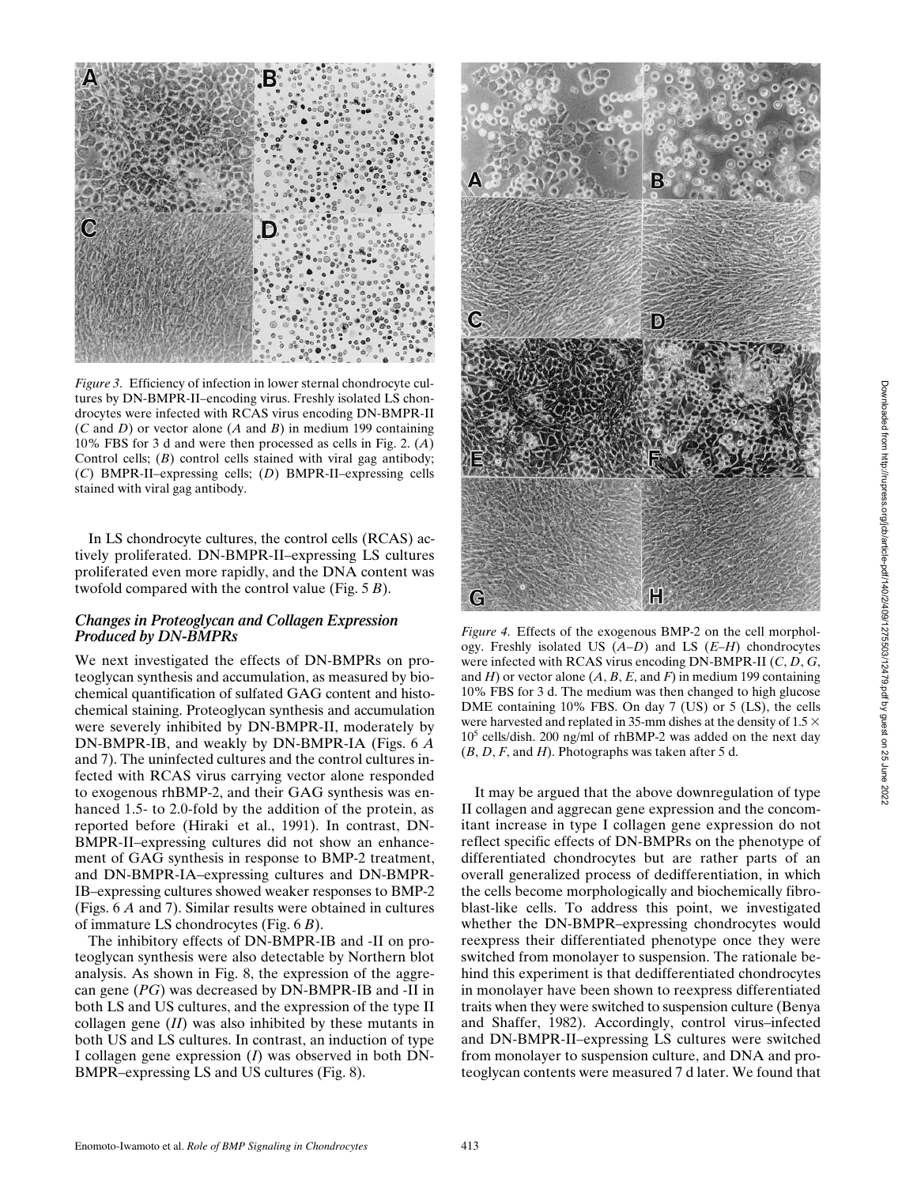*Figure 3.* Efficiency of infection in lower sternal chondrocyte cultures by DN-BMPR-II–encoding virus. Freshly isolated LS chondrocytes were infected with RCAS virus encoding DN-BMPR-II (*C* and *D*) or vector alone (*A* and *B*) in medium 199 containing 10% FBS for 3 d and were then processed as cells in Fig. 2. (*A*) Control cells; (*B*) control cells stained with viral gag antibody; (*C*) BMPR-II–expressing cells; (*D*) BMPR-II–expressing cells stained with viral gag antibody.

In LS chondrocyte cultures, the control cells (RCAS) actively proliferated. DN-BMPR-II–expressing LS cultures proliferated even more rapidly, and the DNA content was twofold compared with the control value (Fig. 5 *B*).

### *Changes in Proteoglycan and Collagen Expression Produced by DN-BMPRs*

We next investigated the effects of DN-BMPRs on proteoglycan synthesis and accumulation, as measured by biochemical quantification of sulfated GAG content and histochemical staining. Proteoglycan synthesis and accumulation were severely inhibited by DN-BMPR-II, moderately by DN-BMPR-IB, and weakly by DN-BMPR-IA (Figs. 6 *A* and 7). The uninfected cultures and the control cultures infected with RCAS virus carrying vector alone responded to exogenous rhBMP-2, and their GAG synthesis was enhanced 1.5- to 2.0-fold by the addition of the protein, as reported before (Hiraki et al., 1991). In contrast, DN-BMPR-II–expressing cultures did not show an enhancement of GAG synthesis in response to BMP-2 treatment, and DN-BMPR-IA–expressing cultures and DN-BMPR-IB–expressing cultures showed weaker responses to BMP-2 (Figs. 6 *A* and 7). Similar results were obtained in cultures of immature LS chondrocytes (Fig. 6 *B*).

The inhibitory effects of DN-BMPR-IB and -II on proteoglycan synthesis were also detectable by Northern blot analysis. As shown in Fig. 8, the expression of the aggrecan gene (*PG*) was decreased by DN-BMPR-IB and -II in both LS and US cultures, and the expression of the type II collagen gene (*II*) was also inhibited by these mutants in both US and LS cultures. In contrast, an induction of type I collagen gene expression (*I*) was observed in both DN-BMPR–expressing LS and US cultures (Fig. 8).

*Figure 4.* Effects of the exogenous BMP-2 on the cell morphology. Freshly isolated US (*A–D*) and LS (*E–H*) chondrocytes were infected with RCAS virus encoding DN-BMPR-II (*C*, *D*, *G*, and *H*) or vector alone (*A*, *B*, *E*, and *F*) in medium 199 containing 10% FBS for 3 d. The medium was then changed to high glucose DME containing 10% FBS. On day 7 (US) or 5 (LS), the cells were harvested and replated in 35-mm dishes at the density of $1.5 \times 10^5$ cells/dish. 200 ng/ml of rhBMP-2 was added on the next day (*B*, *D*, *F*, and *H*). Photographs was taken after 5 d.

It may be argued that the above downregulation of type II collagen and aggrecan gene expression and the concomitant increase in type I collagen gene expression do not reflect specific effects of DN-BMPRs on the phenotype of differentiated chondrocytes but are rather parts of an overall generalized process of dedifferentiation, in which the cells become morphologically and biochemically fibroblast-like cells. To address this point, we investigated whether the DN-BMPR–expressing chondrocytes would reexpress their differentiated phenotype once they were switched from monolayer to suspension. The rationale behind this experiment is that dedifferentiated chondrocytes in monolayer have been shown to reexpress differentiated traits when they were switched to suspension culture (Benya and Shaffer, 1982). Accordingly, control virus–infected and DN-BMPR-II–expressing LS cultures were switched from monolayer to suspension culture, and DNA and proteoglycan contents were measured 7 d later. We found that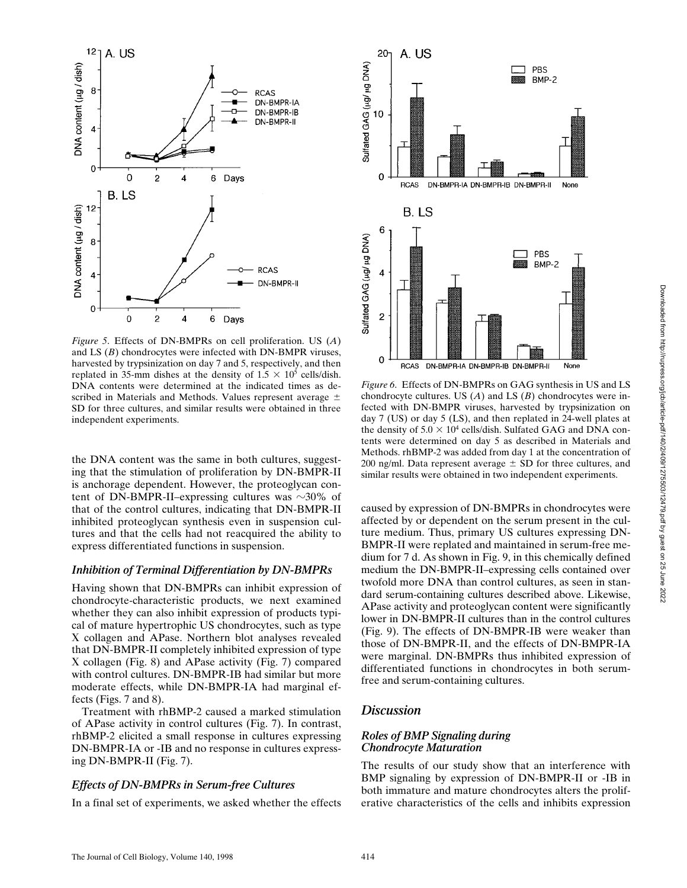*Figure 5*. Effects of DN-BMPRs on cell proliferation. US (*A*) and LS (*B*) chondrocytes were infected with DN-BMPR viruses, harvested by trypsinization on day 7 and 5, respectively, and then replated in 35-mm dishes at the density of $1.5 \times 10^5$ cells/dish. DNA contents were determined at the indicated times as described in Materials and Methods. Values represent average ± SD for three cultures, and similar results were obtained in three independent experiments.

*Figure 6*. Effects of DN-BMPRs on GAG synthesis in US and LS chondrocyte cultures. US (*A*) and LS (*B*) chondrocytes were infected with DN-BMPR viruses, harvested by trypsinization on day 7 (US) or day 5 (LS), and then replated in 24-well plates at the density of $5.0 \times 10^4$ cells/dish. Sulfated GAG and DNA contents were determined on day 5 as described in Materials and Methods. rhBMP-2 was added from day 1 at the concentration of 200 ng/ml. Data represent average ± SD for three cultures, and similar results were obtained in two independent experiments.

the DNA content was the same in both cultures, suggesting that the stimulation of proliferation by DN-BMPR-II is anchorage dependent. However, the proteoglycan content of DN-BMPR-II–expressing cultures was ∼30% of that of the control cultures, indicating that DN-BMPR-II inhibited proteoglycan synthesis even in suspension cultures and that the cells had not reacquired the ability to express differentiated functions in suspension.

### *Inhibition of Terminal Differentiation by DN-BMPRs*

Having shown that DN-BMPRs can inhibit expression of chondrocyte-characteristic products, we next examined whether they can also inhibit expression of products typical of mature hypertrophic US chondrocytes, such as type X collagen and APase. Northern blot analyses revealed that DN-BMPR-II completely inhibited expression of type X collagen (Fig. 8) and APase activity (Fig. 7) compared with control cultures. DN-BMPR-IB had similar but more moderate effects, while DN-BMPR-IA had marginal effects (Figs. 7 and 8).

Treatment with rhBMP-2 caused a marked stimulation of APase activity in control cultures (Fig. 7). In contrast, rhBMP-2 elicited a small response in cultures expressing DN-BMPR-IA or -IB and no response in cultures expressing DN-BMPR-II (Fig. 7).

### *Effects of DN-BMPRs in Serum-free Cultures*

In a final set of experiments, we asked whether the effects caused by expression of DN-BMPRs in chondrocytes were affected by or dependent on the serum present in the culture medium. Thus, primary US cultures expressing DN-BMPR-II were replated and maintained in serum-free medium for 7 d. As shown in Fig. 9, in this chemically defined medium the DN-BMPR-II–expressing cells contained over twofold more DNA than control cultures, as seen in standard serum-containing cultures described above. Likewise, APase activity and proteoglycan content were significantly lower in DN-BMPR-II cultures than in the control cultures (Fig. 9). The effects of DN-BMPR-IB were weaker than those of DN-BMPR-II, and the effects of DN-BMPR-IA were marginal. DN-BMPRs thus inhibited expression of differentiated functions in chondrocytes in both serum-free and serum-containing cultures.

## *Discussion*

### *Roles of BMP Signaling during Chondrocyte Maturation*

The results of our study show that an interference with BMP signaling by expression of DN-BMPR-II or -IB in both immature and mature chondrocytes alters the proliferative characteristics of the cells and inhibits expression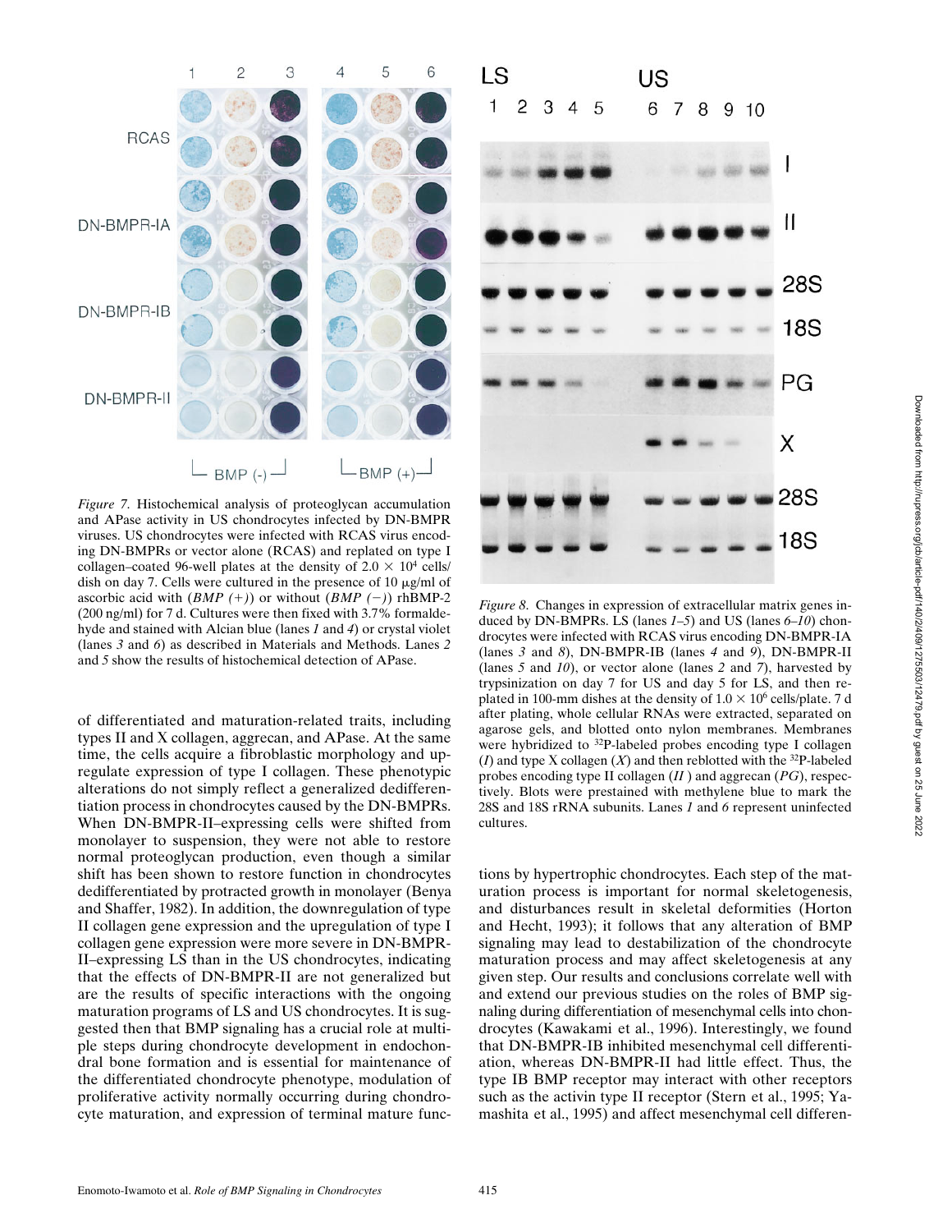*Figure 7.* Histochemical analysis of proteoglycan accumulation and APase activity in US chondrocytes infected by DN-BMPR viruses. US chondrocytes were infected with RCAS virus encoding DN-BMPRs or vector alone (RCAS) and replated on type I collagen–coated 96-well plates at the density of $2.0 \times 10^4$ cells/dish on day 7. Cells were cultured in the presence of 10 μg/ml of ascorbic acid with (*BMP (+)*) or without (*BMP (−)*) rhBMP-2 (200 ng/ml) for 7 d. Cultures were then fixed with 3.7% formaldehyde and stained with Alcian blue (lanes *1* and *4*) or crystal violet (lanes *3* and *6*) as described in Materials and Methods. Lanes *2* and *5* show the results of histochemical detection of APase.

*Figure 8.* Changes in expression of extracellular matrix genes induced by DN-BMPRs. LS (lanes *1–5*) and US (lanes *6–10*) chondrocytes were infected with RCAS virus encoding DN-BMPR-IA (lanes *3* and *8*), DN-BMPR-IB (lanes *4* and *9*), DN-BMPR-II (lanes *5* and *10*), or vector alone (lanes *2* and *7*), harvested by trypsinization on day 7 for US and day 5 for LS, and then replated in 100-mm dishes at the density of $1.0 \times 10^6$ cells/plate. 7 d after plating, whole cellular RNAs were extracted, separated on agarose gels, and blotted onto nylon membranes. Membranes were hybridized to $^{32}$P-labeled probes encoding type I collagen (*I*) and type X collagen (*X*) and then reblotted with the $^{32}$P-labeled probes encoding type II collagen (*II*) and aggrecan (*PG*), respectively. Blots were prestained with methylene blue to mark the 28S and 18S rRNA subunits. Lanes *1* and *6* represent uninfected cultures.

of differentiated and maturation-related traits, including types II and X collagen, aggrecan, and APase. At the same time, the cells acquire a fibroblastic morphology and upregulate expression of type I collagen. These phenotypic alterations do not simply reflect a generalized dedifferentiation process in chondrocytes caused by the DN-BMPRs. When DN-BMPR-II–expressing cells were shifted from monolayer to suspension, they were not able to restore normal proteoglycan production, even though a similar shift has been shown to restore function in chondrocytes dedifferentiated by protracted growth in monolayer (Benya and Shaffer, 1982). In addition, the downregulation of type II collagen gene expression and the upregulation of type I collagen gene expression were more severe in DN-BMPR-II–expressing LS than in the US chondrocytes, indicating that the effects of DN-BMPR-II are not generalized but are the results of specific interactions with the ongoing maturation programs of LS and US chondrocytes. It is suggested then that BMP signaling has a crucial role at multiple steps during chondrocyte development in endochondral bone formation and is essential for maintenance of the differentiated chondrocyte phenotype, modulation of proliferative activity normally occurring during chondrocyte maturation, and expression of terminal mature functions by hypertrophic chondrocytes. Each step of the maturation process is important for normal skeletogenesis, and disturbances result in skeletal deformities (Horton and Hecht, 1993); it follows that any alteration of BMP signaling may lead to destabilization of the chondrocyte maturation process and may affect skeletogenesis at any given step. Our results and conclusions correlate well with and extend our previous studies on the roles of BMP signaling during differentiation of mesenchymal cells into chondrocytes (Kawakami et al., 1996). Interestingly, we found that DN-BMPR-IB inhibited mesenchymal cell differentiation, whereas DN-BMPR-II had little effect. Thus, the type IB BMP receptor may interact with other receptors such as the activin type II receptor (Stern et al., 1995; Yamashita et al., 1995) and affect mesenchymal cell differen-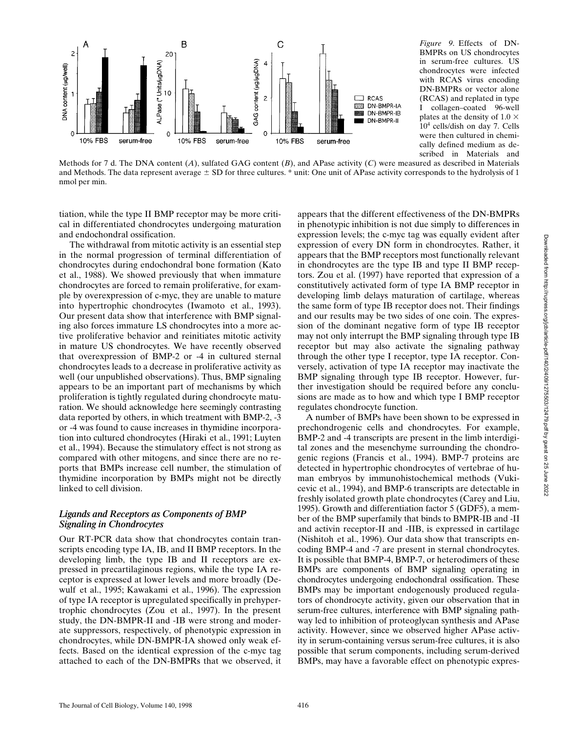*Figure 9*. Effects of DN-BMPRs on US chondrocytes in serum-free cultures. US chondrocytes were infected with RCAS virus encoding DN-BMPRs or vector alone (RCAS) and replated in type I collagen–coated 96-well plates at the density of $1.0 \times 10^4$ cells/dish on day 7. Cells were then cultured in chemically defined medium as described in Materials and Methods for 7 d. The DNA content (*A*), sulfated GAG content (*B*), and APase activity (*C*) were measured as described in Materials and Methods. The data represent average ± SD for three cultures. * unit: One unit of APase activity corresponds to the hydrolysis of 1 nmol per min.

tiation, while the type II BMP receptor may be more critical in differentiated chondrocytes undergoing maturation and endochondral ossification.

The withdrawal from mitotic activity is an essential step in the normal progression of terminal differentiation of chondrocytes during endochondral bone formation (Kato et al., 1988). We showed previously that when immature chondrocytes are forced to remain proliferative, for example by overexpression of c-myc, they are unable to mature into hypertrophic chondrocytes (Iwamoto et al., 1993). Our present data show that interference with BMP signaling also forces immature LS chondrocytes into a more active proliferative behavior and reinitiates mitotic activity in mature US chondrocytes. We have recently observed that overexpression of BMP-2 or -4 in cultured sternal chondrocytes leads to a decrease in proliferative activity as well (our unpublished observations). Thus, BMP signaling appears to be an important part of mechanisms by which proliferation is tightly regulated during chondrocyte maturation. We should acknowledge here seemingly contrasting data reported by others, in which treatment with BMP-2, -3 or -4 was found to cause increases in thymidine incorporation into cultured chondrocytes (Hiraki et al., 1991; Luyten et al., 1994). Because the stimulatory effect is not strong as compared with other mitogens, and since there are no reports that BMPs increase cell number, the stimulation of thymidine incorporation by BMPs might not be directly linked to cell division.

### *Ligands and Receptors as Components of BMP Signaling in Chondrocytes*

Our RT-PCR data show that chondrocytes contain transcripts encoding type IA, IB, and II BMP receptors. In the developing limb, the type IB and II receptors are expressed in precartilaginous regions, while the type IA receptor is expressed at lower levels and more broadly (Dewulf et al., 1995; Kawakami et al., 1996). The expression of type IA receptor is upregulated specifically in prehypertrophic chondrocytes (Zou et al., 1997). In the present study, the DN-BMPR-II and -IB were strong and moderate suppressors, respectively, of phenotypic expression in chondrocytes, while DN-BMPR-IA showed only weak effects. Based on the identical expression of the c-myc tag attached to each of the DN-BMPRs that we observed, it appears that the different effectiveness of the DN-BMPRs in phenotypic inhibition is not due simply to differences in expression levels; the c-myc tag was equally evident after expression of every DN form in chondrocytes. Rather, it appears that the BMP receptors most functionally relevant in chondrocytes are the type IB and type II BMP receptors. Zou et al. (1997) have reported that expression of a constitutively activated form of type IA BMP receptor in developing limb delays maturation of cartilage, whereas the same form of type IB receptor does not. Their findings and our results may be two sides of one coin. The expression of the dominant negative form of type IB receptor may not only interrupt the BMP signaling through type IB receptor but may also activate the signaling pathway through the other type I receptor, type IA receptor. Conversely, activation of type IA receptor may inactivate the BMP signaling through type IB receptor. However, further investigation should be required before any conclusions are made as to how and which type I BMP receptor regulates chondrocyte function.

A number of BMPs have been shown to be expressed in prechondrogenic cells and chondrocytes. For example, BMP-2 and -4 transcripts are present in the limb interdigital zones and the mesenchyme surrounding the chondrogenic regions (Francis et al., 1994). BMP-7 proteins are detected in hypertrophic chondrocytes of vertebrae of human embryos by immunohistochemical methods (Vukicevic et al., 1994), and BMP-6 transcripts are detectable in freshly isolated growth plate chondrocytes (Carey and Liu, 1995). Growth and differentiation factor 5 (GDF5), a member of the BMP superfamily that binds to BMPR-IB and -II and activin receptor-II and -IIB, is expressed in cartilage (Nishitoh et al., 1996). Our data show that transcripts encoding BMP-4 and -7 are present in sternal chondrocytes. It is possible that BMP-4, BMP-7, or heterodimers of these BMPs are components of BMP signaling operating in chondrocytes undergoing endochondral ossification. These BMPs may be important endogenously produced regulators of chondrocyte activity, given our observation that in serum-free cultures, interference with BMP signaling pathway led to inhibition of proteoglycan synthesis and APase activity. However, since we observed higher APase activity in serum-containing versus serum-free cultures, it is also possible that serum components, including serum-derived BMPs, may have a favorable effect on phenotypic expres-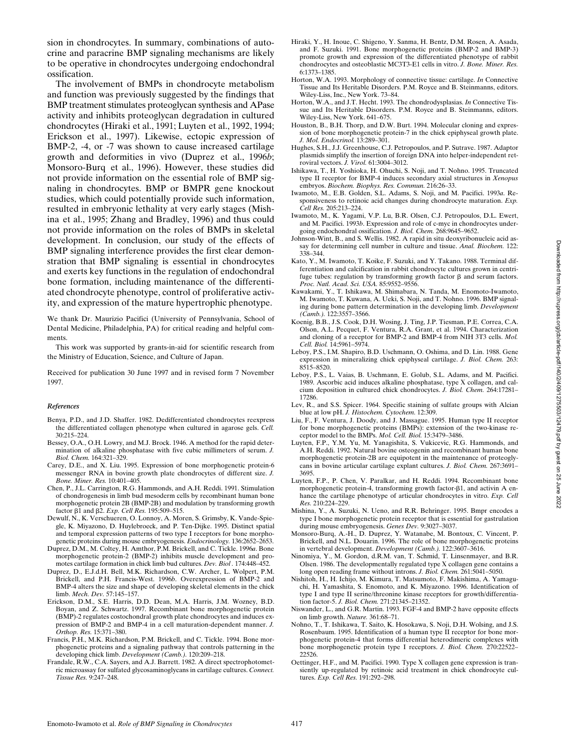sion in chondrocytes. In summary, combinations of autocrine and paracrine BMP signaling mechanisms are likely to be operative in chondrocytes undergoing endochondral ossification.

The involvement of BMPs in chondrocyte metabolism and function was previously suggested by the findings that BMP treatment stimulates proteoglycan synthesis and APase activity and inhibits proteoglycan degradation in cultured chondrocytes (Hiraki et al., 1991; Luyten et al., 1992, 1994; Erickson et al., 1997). Likewise, ectopic expression of BMP-2, -4, or -7 was shown to cause increased cartilage growth and deformities in vivo (Duprez et al., 1996*b*; Monsoro-Burq et al., 1996). However, these studies did not provide information on the essential role of BMP signaling in chondrocytes. BMP or BMPR gene knockout studies, which could potentially provide such information, resulted in embryonic lethality at very early stages (Mishina et al., 1995; Zhang and Bradley, 1996) and thus could not provide information on the roles of BMPs in skeletal development. In conclusion, our study of the effects of BMP signaling interference provides the first clear demonstration that BMP signaling is essential in chondrocytes and exerts key functions in the regulation of endochondral bone formation, including maintenance of the differentiated chondrocyte phenotype, control of proliferative activity, and expression of the mature hypertrophic phenotype.

We thank Dr. Maurizio Pacifici (University of Pennsylvania, School of Dental Medicine, Philadelphia, PA) for critical reading and helpful comments.

This work was supported by grants-in-aid for scientific research from the Ministry of Education, Science, and Culture of Japan.

Received for publication 30 June 1997 and in revised form 7 November 1997.

### *References*

Benya, P.D., and J.D. Shaffer. 1982. Dedifferentiated chondrocytes reexpress the differentiated collagen phenotype when cultured in agarose gels. *Cell.* 30:215–224.

Bessey, O.A., O.H. Lowry, and M.J. Brock. 1946. A method for the rapid determination of alkaline phosphatase with five cubic millimeters of serum. *J. Biol. Chem.* 164:321–329.

Carey, D.E., and X. Liu. 1995. Expression of bone morphogenetic protein-6 messenger RNA in bovine growth plate chondrocytes of different size. *J. Bone. Miner. Res.* 10:401–405.

Chen, P., J.L. Carrington, R.G. Hammonds, and A.H. Reddi. 1991. Stimulation of chondrogenesis in limb bud mesoderm cells by recombinant human bone morphogenetic protein 2B (BMP-2B) and modulation by transforming growth factor β1 and β2. *Exp. Cell Res.* 195:509–515.

Dewulf, N., K. Verschueren, O. Lonnoy, A. Moren, S. Grimsby, K. Vande-Spiegle, K. Miyazono, D. Huylebroeck, and P. Ten-Dijke. 1995. Distinct spatial and temporal expression patterns of two type I receptors for bone morphogenetic proteins during mouse embryogenesis. *Endocrinology.* 136:2652–2653.

Duprez, D.M., M. Coltey, H. Amthor, P.M. Brickell, and C. Tickle. 1996*a*. Bone morphogenetic protein-2 (BMP-2) inhibits muscle development and promotes cartilage formation in chick limb bud cultures. *Dev. Biol*. 174:448–452.

Duprez, D., E.J.d.H. Bell, M.K. Richardson, C.W. Archer, L. Wolpert, P.M. Brickell, and P.H. Francis-West. 1996*b*. Overexpression of BMP-2 and BMP-4 alters the size and shape of developing skeletal elements in the chick limb. *Mech. Dev*. 57:145–157.

Erickson, D.M., S.E. Harris, D.D. Dean, M.A. Harris, J.M. Wozney, B.D. Boyan, and Z. Schwartz. 1997. Recombinant bone morphogenetic protein (BMP)-2 regulates costochondral growth plate chondrocytes and induces expression of BMP-2 and BMP-4 in a cell maturation-dependent manner. *J. Orthop. Res.* 15:371–380.

Francis, P.H., M.K. Richardson, P.M. Brickell, and C. Tickle. 1994. Bone morphogenetic proteins and a signaling pathway that controls patterning in the developing chick limb. *Development (Camb.).* 120:209–218.

Frandale, R.W., C.A. Sayers, and A.J. Barrett. 1982. A direct spectrophotometric microassay for sulfated glycosaminoglycans in cartilage cultures. *Connect. Tissue Res.* 9:247–248.

Hiraki, Y., H. Inoue, C. Shigeno, Y. Sanma, H. Bentz, D.M. Rosen, A. Asada, and F. Suzuki. 1991. Bone morphogenetic proteins (BMP-2 and BMP-3) promote growth and expression of the differentiated phenotype of rabbit chondrocytes and osteoblastic MC3T3-E1 cells in vitro. *J. Bone. Miner. Res.* 6:1373–1385.

Horton, W.A. 1993. Morphology of connective tissue: cartilage. *In* Connective Tissue and Its Heritable Disorders. P.M. Royce and B. Steinmanns, editors. Wiley-Liss, Inc., New York. 73–84.

Horton, W.A., and J.T. Hecht. 1993. The chondrodysplasias. *In* Connective Tissue and Its Heritable Disorders. P.M. Royce and B. Steinmanns, editors. Wiley-Liss, New York. 641–675.

Houston, B., B.H. Thorp, and D.W. Burt. 1994. Molecular cloning and expression of bone morphogenetic protein-7 in the chick epiphyseal growth plate. *J. Mol. Endocrinol.* 13:289–301.

Hughes, S.H., J.J. Greenhouse, C.J. Petropoulos, and P. Sutrave. 1987. Adaptor plasmids simplify the insertion of foreign DNA into helper-independent retroviral vectors. *J. Virol.* 61:3004–3012.

Ishikawa, T., H. Yoshioka, H. Ohuchi, S. Noji, and T. Nohno. 1995. Truncated type II receptor for BMP-4 induces secondary axial structures in *Xenopus* embryos. *Biochem. Biophys. Res. Commun.* 216:26–33.

Iwamoto, M., E.B. Golden, S.L. Adams, S. Noji, and M. Pacifici. 1993*a*. Responsiveness to retinoic acid changes during chondrocyte maturation. *Exp. Cell Res.* 205:213–224.

Iwamoto, M., K. Yagami, V.P. Lu, B.R. Olsen, C.J. Petropoulos, D.L. Ewert, and M. Pacifici. 1993*b*. Expression and role of c-myc in chondrocytes undergoing endochondral ossification. *J. Biol. Chem.* 268:9645–9652.

Johnson-Wint, B., and S. Wellis. 1982. A rapid in situ deoxyribonucleic acid assay for determining cell number in culture and tissue. *Anal. Biochem.* 122: 338–344.

Kato, Y., M. Iwamoto, T. Koike, F. Suzuki, and Y. Takano. 1988. Terminal differentiation and calcification in rabbit chondrocyte cultures grown in centrifuge tubes: regulation by transforming growth factor β and serum factors. *Proc. Natl. Acad. Sci. USA.* 85:9552–9556.

Kawakami, Y., T. Ishikawa, M. Shimabara, N. Tanda, M. Enomoto-Iwamoto, M. Iwamoto, T. Kuwana, A. Ueki, S. Noji, and T. Nohno. 1996. BMP signaling during bone pattern determination in the developing limb. *Development (Camb.).* 122:3557–3566.

Koenig, B.B., J.S. Cook, D.H. Wosing, J. Ting, J.P. Tiesman, P.E. Correa, C.A. Olson, A.L. Pecquet, F. Ventura, R.A. Grant, et al. 1994. Characterization and cloning of a receptor for BMP-2 and BMP-4 from NIH 3T3 cells. *Mol. Cell. Biol.* 14:5961–5974.

Leboy, P.S., I.M. Shapiro, B.D. Uschmann, O. Oshima, and D. Lin. 1988. Gene expression in mineralizing chick epiphyseal cartilage. *J. Biol. Chem.* 263: 8515–8520.

Leboy, P.S., L. Vaias, B. Uschmann, E. Golub, S.L. Adams, and M. Pacifici. 1989. Ascorbic acid induces alkaline phosphatase, type X collagen, and calcium deposition in cultured chick chondrocytes. *J. Biol. Chem.* 264:17281–17286.

Lev, R., and S.S. Spicer. 1964. Specific staining of sulfate groups with Alcian blue at low pH. *J. Histochem. Cytochem.* 12:309.

Liu, F., F. Ventura, J. Doody, and J. Massague. 1995. Human type II receptor for bone morphogenetic proteins (BMPs): extension of the two-kinase receptor model to the BMPs. *Mol. Cell. Biol.* 15:3479–3486.

Luyten, F.P., Y.M. Yu, M. Yanagishita, S. Vukicevic, R.G. Hammonds, and A.H. Reddi. 1992. Natural bovine osteogenin and recombinant human bone morphogenetic protein-2B are equipotent in the maintenance of proteoglycans in bovine articular cartilage explant cultures. *J. Biol. Chem.* 267:3691–3695.

Luyten, F.P., P. Chen, V. Paralkar, and H. Reddi. 1994. Recombinant bone morphogenetic protein-4, transforming growth factor-β1, and activin A enhance the cartilage phenotype of articular chondrocytes in vitro. *Exp. Cell Res.* 210:224–229.

Mishina, Y., A. Suzuki, N. Ueno, and R.R. Behringer. 1995. Bmpr encodes a type I bone morphogenetic protein receptor that is essential for gastrulation during mouse embryogenesis. *Genes Dev.* 9:3027–3037.

Monsoro-Burq, A.-H., D. Duprez, Y. Watanabe, M. Bontoux, C. Vincent, P. Brickell, and N.L. Douarin. 1996. The role of bone morphogenetic proteins in vertebral development. *Development (Camb.).* 122:3607–3616.

Ninomiya, Y., M. Gordon, d.R.M. van, T. Schmid, T. Linsenmayer, and B.R. Olsen. 1986. The developmentally regulated type X collagen gene contains a long open reading frame without introns. *J. Biol. Chem.* 261:5041–5050.

Nishitoh, H., H. Ichijo, M. Kimura, T. Matsumoto, F. Makishima, A. Yamaguchi, H. Yamashita, S. Enomoto, and K. Miyazono. 1996. Identification of type I and type II serine/threonine kinase receptors for growth/differentiation factor-5. *J. Biol. Chem.* 271:21345–21352.

Niswander, L., and G.R. Martin. 1993. FGF-4 and BMP-2 have opposite effects on limb growth. *Nature.* 361:68–71.

Nohno, T., T. Ishikawa, T. Saito, K. Hosokawa, S. Noji, D.H. Wolsing, and J.S. Rosenbaum. 1995. Identification of a human type II receptor for bone morphogenetic protein-4 that forms differential heterodimeric complexes with bone morphogenetic protein type I receptors. *J. Biol. Chem.* 270:22522–22526.

Oettinger, H.F., and M. Pacifici. 1990. Type X collagen gene expression is transiently up-regulated by retinoic acid treatment in chick chondrocyte cultures. *Exp. Cell Res.* 191:292–298.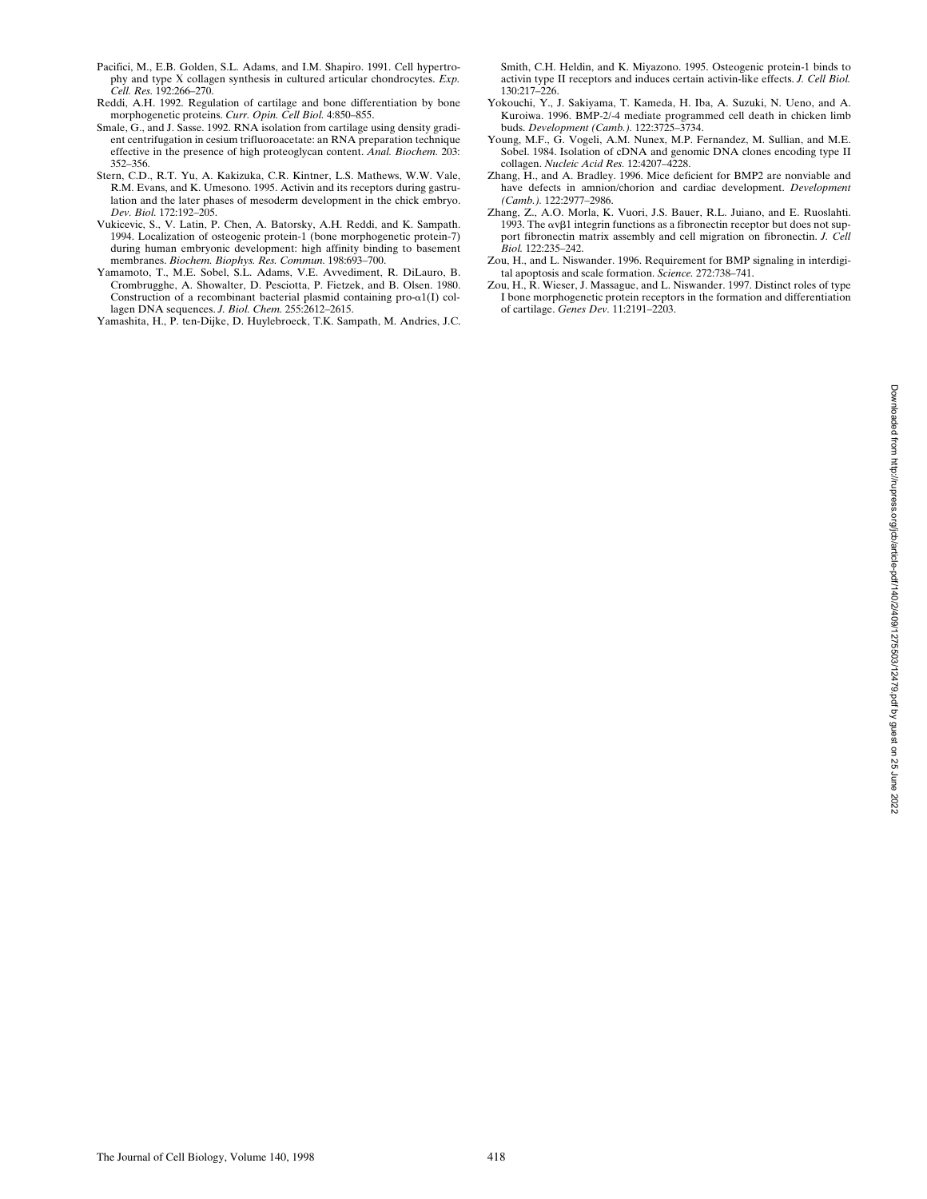Pacifici, M., E.B. Golden, S.L. Adams, and I.M. Shapiro. 1991. Cell hypertrophy and type X collagen synthesis in cultured articular chondrocytes. *Exp. Cell. Res.* 192:266–270.

Reddi, A.H. 1992. Regulation of cartilage and bone differentiation by bone morphogenetic proteins. *Curr. Opin. Cell Biol.* 4:850–855.

Smale, G., and J. Sasse. 1992. RNA isolation from cartilage using density gradient centrifugation in cesium trifluoroacetate: an RNA preparation technique effective in the presence of high proteoglycan content. *Anal. Biochem.* 203: 352–356.

Stern, C.D., R.T. Yu, A. Kakizuka, C.R. Kintner, L.S. Mathews, W.W. Vale, R.M. Evans, and K. Umesono. 1995. Activin and its receptors during gastrulation and the later phases of mesoderm development in the chick embryo. *Dev. Biol.* 172:192–205.

Vukicevic, S., V. Latin, P. Chen, A. Batorsky, A.H. Reddi, and K. Sampath. 1994. Localization of osteogenic protein-1 (bone morphogenetic protein-7) during human embryonic development: high affinity binding to basement membranes. *Biochem. Biophys. Res. Commun.* 198:693–700.

Yamamoto, T., M.E. Sobel, S.L. Adams, V.E. Avvediment, R. DiLauro, B. Crombrugghe, A. Showalter, D. Pesciotta, P. Fietzek, and B. Olsen. 1980. Construction of a recombinant bacterial plasmid containing pro-$\alpha$1(I) collagen DNA sequences. *J. Biol. Chem.* 255:2612–2615.

Yamashita, H., P. ten-Dijke, D. Huylebroeck, T.K. Sampath, M. Andries, J.C. Smith, C.H. Heldin, and K. Miyazono. 1995. Osteogenic protein-1 binds to activin type II receptors and induces certain activin-like effects. *J. Cell Biol.* 130:217–226.

Yokouchi, Y., J. Sakiyama, T. Kameda, H. Iba, A. Suzuki, N. Ueno, and A. Kuroiwa. 1996. BMP-2/-4 mediate programmed cell death in chicken limb buds. *Development (Camb.).* 122:3725–3734.

Young, M.F., G. Vogeli, A.M. Nunex, M.P. Fernandez, M. Sullian, and M.E. Sobel. 1984. Isolation of cDNA and genomic DNA clones encoding type II collagen. *Nucleic Acid Res.* 12:4207–4228.

Zhang, H., and A. Bradley. 1996. Mice deficient for BMP2 are nonviable and have defects in amnion/chorion and cardiac development. *Development (Camb.).* 122:2977–2986.

Zhang, Z., A.O. Morla, K. Vuori, J.S. Bauer, R.L. Juiano, and E. Ruoslahti. 1993. The $\alpha v\beta 1$ integrin functions as a fibronectin receptor but does not support fibronectin matrix assembly and cell migration on fibronectin. *J. Cell Biol.* 122:235–242.

Zou, H., and L. Niswander. 1996. Requirement for BMP signaling in interdigital apoptosis and scale formation. *Science.* 272:738–741.

Zou, H., R. Wieser, J. Massague, and L. Niswander. 1997. Distinct roles of type I bone morphogenetic protein receptors in the formation and differentiation of cartilage. *Genes Dev.* 11:2191–2203.